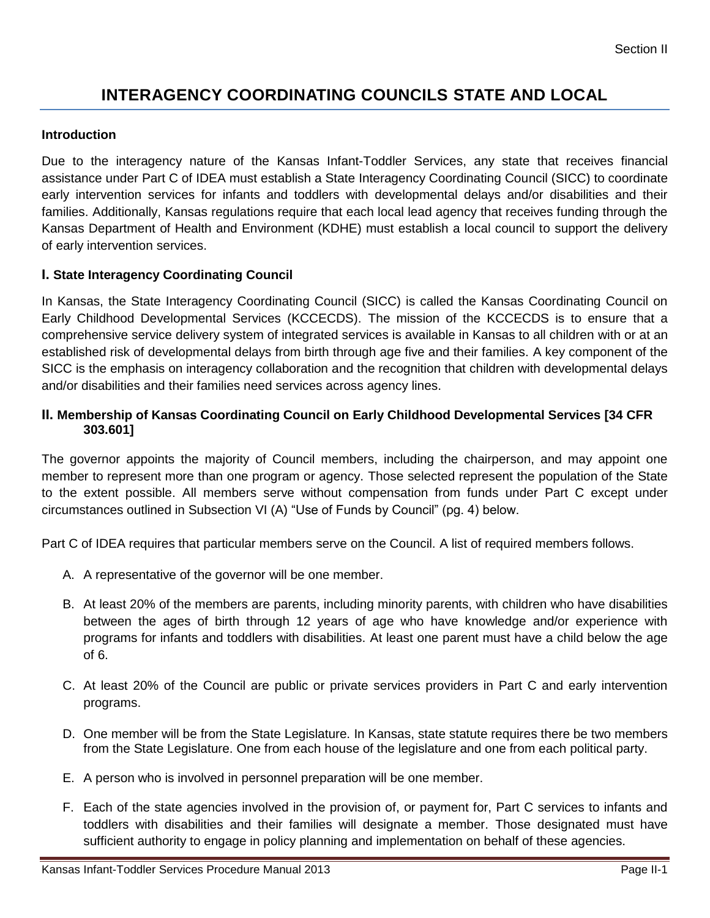# INTERAGENCY COORDINATING COUNCILS STATE AND LOCAL

### Introduction

Due to the interagency nature of the Kansas Infant-Toddler Services, any state that receives financial assistance under Part C of IDEA must establish a State Interagency Coordinating Council (SICC) to coordinate early intervention services for infants and toddlers with developmental delays and/or disabilities and their families. Additionally, Kansas regulations require that each local lead agency that receives funding through the Kansas Department of Health and Environment (KDHE) must establish a local council to support the delivery of early intervention services.

## I. State Interagency Coordinating Council

In Kansas, the State Interagency Coordinating Council (SICC) is called the Kansas Coordinating Council on Early Childhood Developmental Services (KCCECDS). The mission of the KCCECDS is to ensure that a comprehensive service delivery system of integrated services is available in Kansas to all children with or at an established risk of developmental delays from birth through age five and their families. A key component of the SICC is the emphasis on interagency collaboration and the recognition that children with developmental delays and/or disabilities and their families need services across agency lines.

## II. Membership of Kansas Coordinating Council on Early Childhood Developmental Services [34 CFR 303.601]

The governor appoints the majority of Council members, including the chairperson, and may appoint one member to represent more than one program or agency. Those selected represent the population of the State to the extent possible. All members serve without compensation from funds under Part C except under circumstances outlined in Subsection VI (A) "Use of Funds by Council" (pg. 4) below.

Part C of IDEA requires that particular members serve on the Council. A list of required members follows.

A. A representative of the governor will be one member.

B. At least 20% of the members are parents, including minority parents, with children who have disabilities between the ages of birth through 12 years of age who have knowledge and/or experience with programs for infants and toddlers with disabilities. At least one parent must have a child below the age of 6.

C. At least 20% of the Council are public or private services providers in Part C and early intervention programs.

D. One member will be from the State Legislature. In Kansas, state statute requires there be two members from the State Legislature. One from each house of the legislature and one from each political party.

E. A person who is involved in personnel preparation will be one member.

F. Each of the state agencies involved in the provision of, or payment for, Part C services to infants and toddlers with disabilities and their families will designate a member. Those designated must have sufficient authority to engage in policy planning and implementation on behalf of these agencies.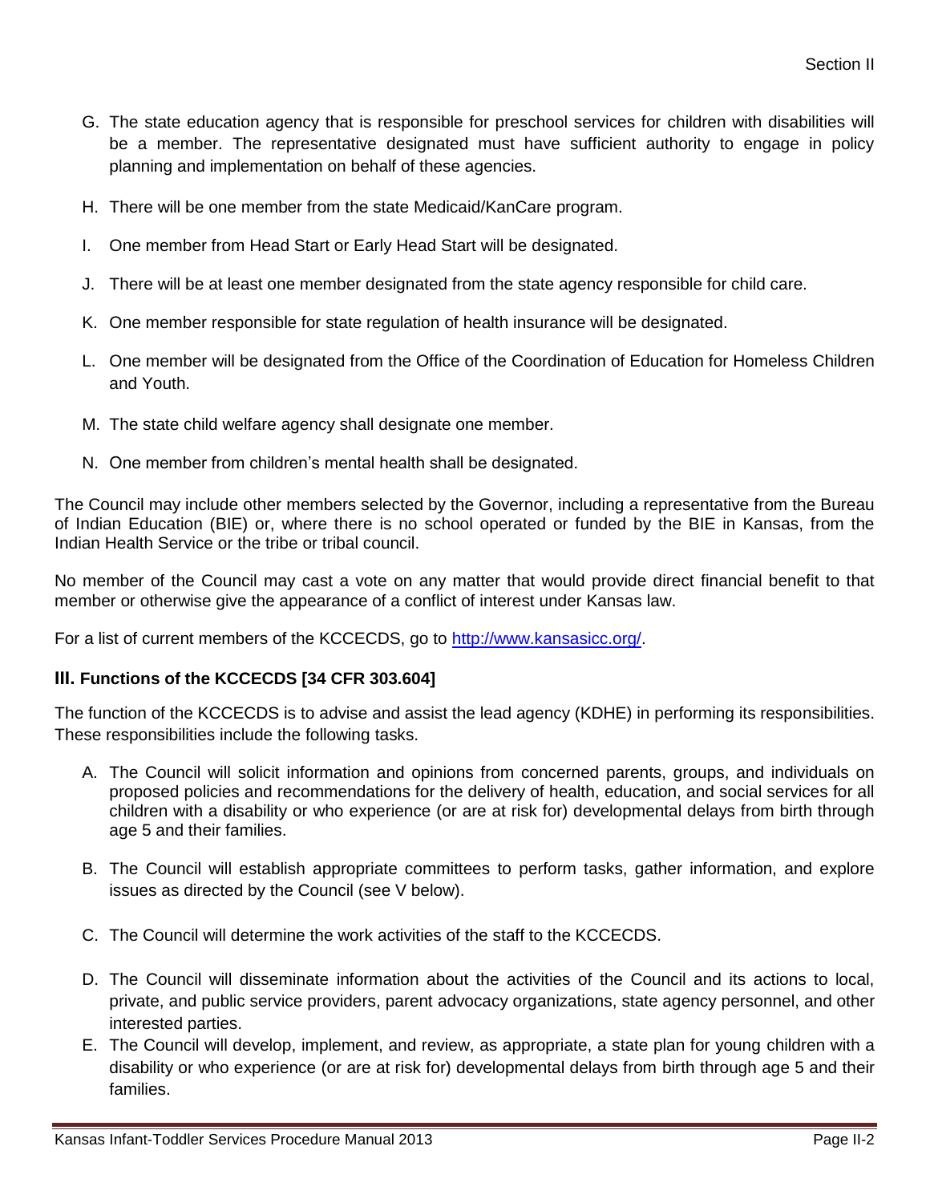G. The state education agency that is responsible for preschool services for children with disabilities will be a member. The representative designated must have sufficient authority to engage in policy planning and implementation on behalf of these agencies.

H. There will be one member from the state Medicaid/KanCare program.

I. One member from Head Start or Early Head Start will be designated.

J. There will be at least one member designated from the state agency responsible for child care.

K. One member responsible for state regulation of health insurance will be designated.

L. One member will be designated from the Office of the Coordination of Education for Homeless Children and Youth.

M. The state child welfare agency shall designate one member.

N. One member from children's mental health shall be designated.

The Council may include other members selected by the Governor, including a representative from the Bureau of Indian Education (BIE) or, where there is no school operated or funded by the BIE in Kansas, from the Indian Health Service or the tribe or tribal council.

No member of the Council may cast a vote on any matter that would provide direct financial benefit to that member or otherwise give the appearance of a conflict of interest under Kansas law.

For a list of current members of the KCCECDS, go to http://www.kansasicc.org/.

### III. Functions of the KCCECDS [34 CFR 303.604]

The function of the KCCECDS is to advise and assist the lead agency (KDHE) in performing its responsibilities. These responsibilities include the following tasks.

A. The Council will solicit information and opinions from concerned parents, groups, and individuals on proposed policies and recommendations for the delivery of health, education, and social services for all children with a disability or who experience (or are at risk for) developmental delays from birth through age 5 and their families.

B. The Council will establish appropriate committees to perform tasks, gather information, and explore issues as directed by the Council (see V below).

C. The Council will determine the work activities of the staff to the KCCECDS.

D. The Council will disseminate information about the activities of the Council and its actions to local, private, and public service providers, parent advocacy organizations, state agency personnel, and other interested parties.

E. The Council will develop, implement, and review, as appropriate, a state plan for young children with a disability or who experience (or are at risk for) developmental delays from birth through age 5 and their families.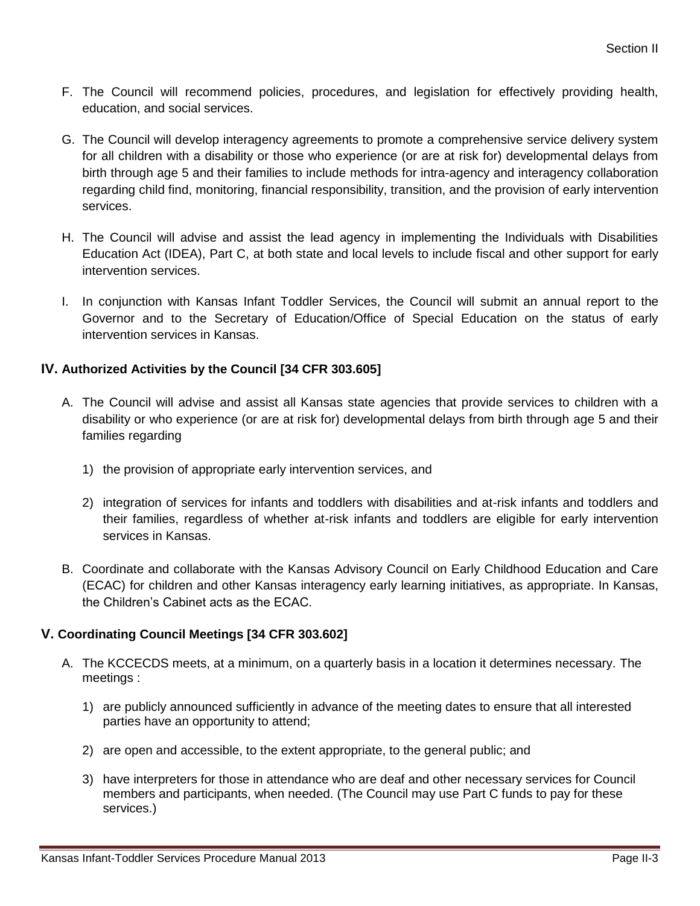F. The Council will recommend policies, procedures, and legislation for effectively providing health, education, and social services.

G. The Council will develop interagency agreements to promote a comprehensive service delivery system for all children with a disability or those who experience (or are at risk for) developmental delays from birth through age 5 and their families to include methods for intra-agency and interagency collaboration regarding child find, monitoring, financial responsibility, transition, and the provision of early intervention services.

H. The Council will advise and assist the lead agency in implementing the Individuals with Disabilities Education Act (IDEA), Part C, at both state and local levels to include fiscal and other support for early intervention services.

I. In conjunction with Kansas Infant Toddler Services, the Council will submit an annual report to the Governor and to the Secretary of Education/Office of Special Education on the status of early intervention services in Kansas.

## IV. Authorized Activities by the Council [34 CFR 303.605]

A. The Council will advise and assist all Kansas state agencies that provide services to children with a disability or who experience (or are at risk for) developmental delays from birth through age 5 and their families regarding

   1) the provision of appropriate early intervention services, and

   2) integration of services for infants and toddlers with disabilities and at-risk infants and toddlers and their families, regardless of whether at-risk infants and toddlers are eligible for early intervention services in Kansas.

B. Coordinate and collaborate with the Kansas Advisory Council on Early Childhood Education and Care (ECAC) for children and other Kansas interagency early learning initiatives, as appropriate. In Kansas, the Children's Cabinet acts as the ECAC.

## V. Coordinating Council Meetings [34 CFR 303.602]

A. The KCCECDS meets, at a minimum, on a quarterly basis in a location it determines necessary. The meetings :

   1) are publicly announced sufficiently in advance of the meeting dates to ensure that all interested parties have an opportunity to attend;

   2) are open and accessible, to the extent appropriate, to the general public; and

   3) have interpreters for those in attendance who are deaf and other necessary services for Council members and participants, when needed. (The Council may use Part C funds to pay for these services.)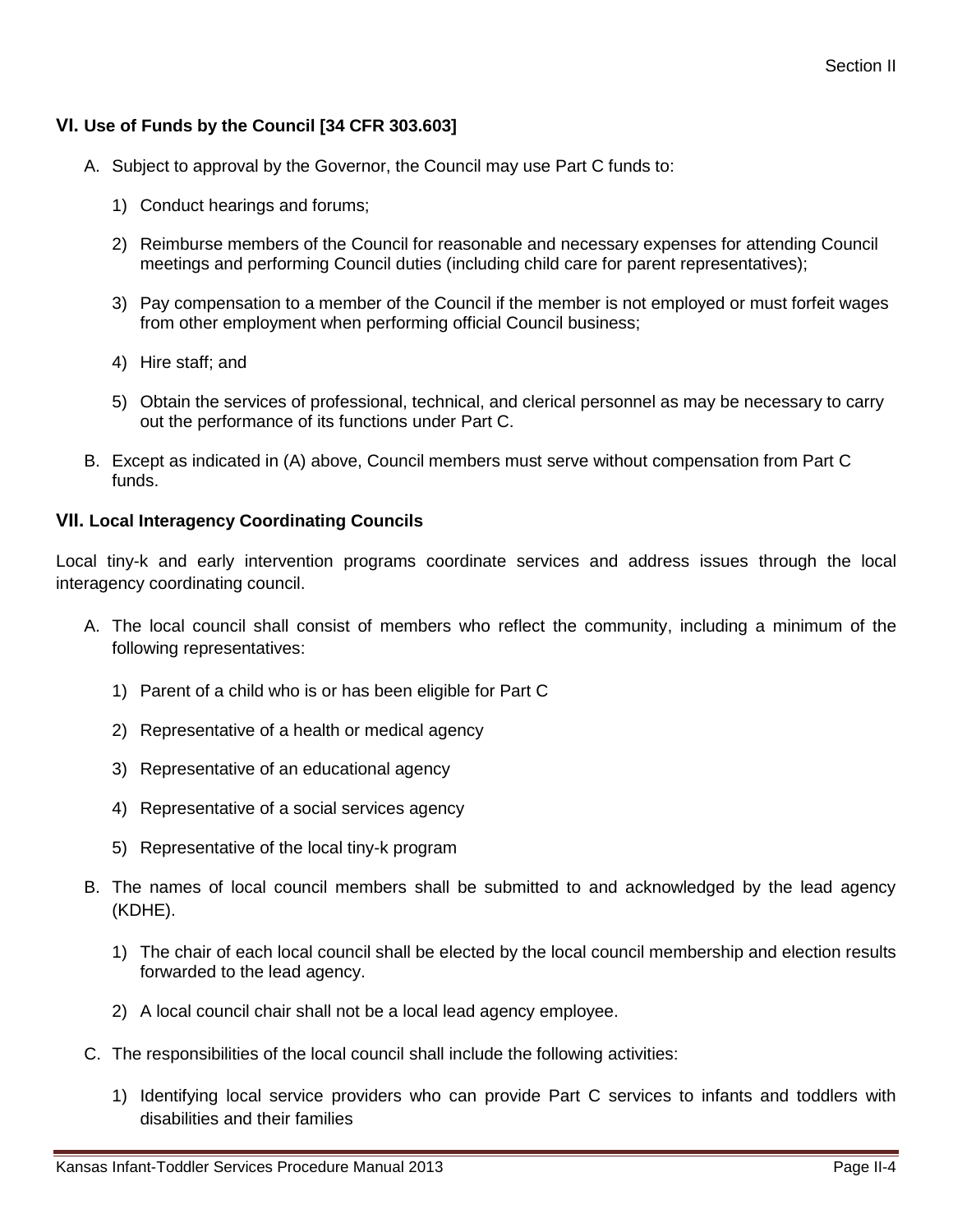## VI. Use of Funds by the Council [34 CFR 303.603]

A. Subject to approval by the Governor, the Council may use Part C funds to:

   1) Conduct hearings and forums;

   2) Reimburse members of the Council for reasonable and necessary expenses for attending Council meetings and performing Council duties (including child care for parent representatives);

   3) Pay compensation to a member of the Council if the member is not employed or must forfeit wages from other employment when performing official Council business;

   4) Hire staff; and

   5) Obtain the services of professional, technical, and clerical personnel as may be necessary to carry out the performance of its functions under Part C.

B. Except as indicated in (A) above, Council members must serve without compensation from Part C funds.

## VII. Local Interagency Coordinating Councils

Local tiny-k and early intervention programs coordinate services and address issues through the local interagency coordinating council.

A. The local council shall consist of members who reflect the community, including a minimum of the following representatives:

   1) Parent of a child who is or has been eligible for Part C

   2) Representative of a health or medical agency

   3) Representative of an educational agency

   4) Representative of a social services agency

   5) Representative of the local tiny-k program

B. The names of local council members shall be submitted to and acknowledged by the lead agency (KDHE).

   1) The chair of each local council shall be elected by the local council membership and election results forwarded to the lead agency.

   2) A local council chair shall not be a local lead agency employee.

C. The responsibilities of the local council shall include the following activities:

   1) Identifying local service providers who can provide Part C services to infants and toddlers with disabilities and their families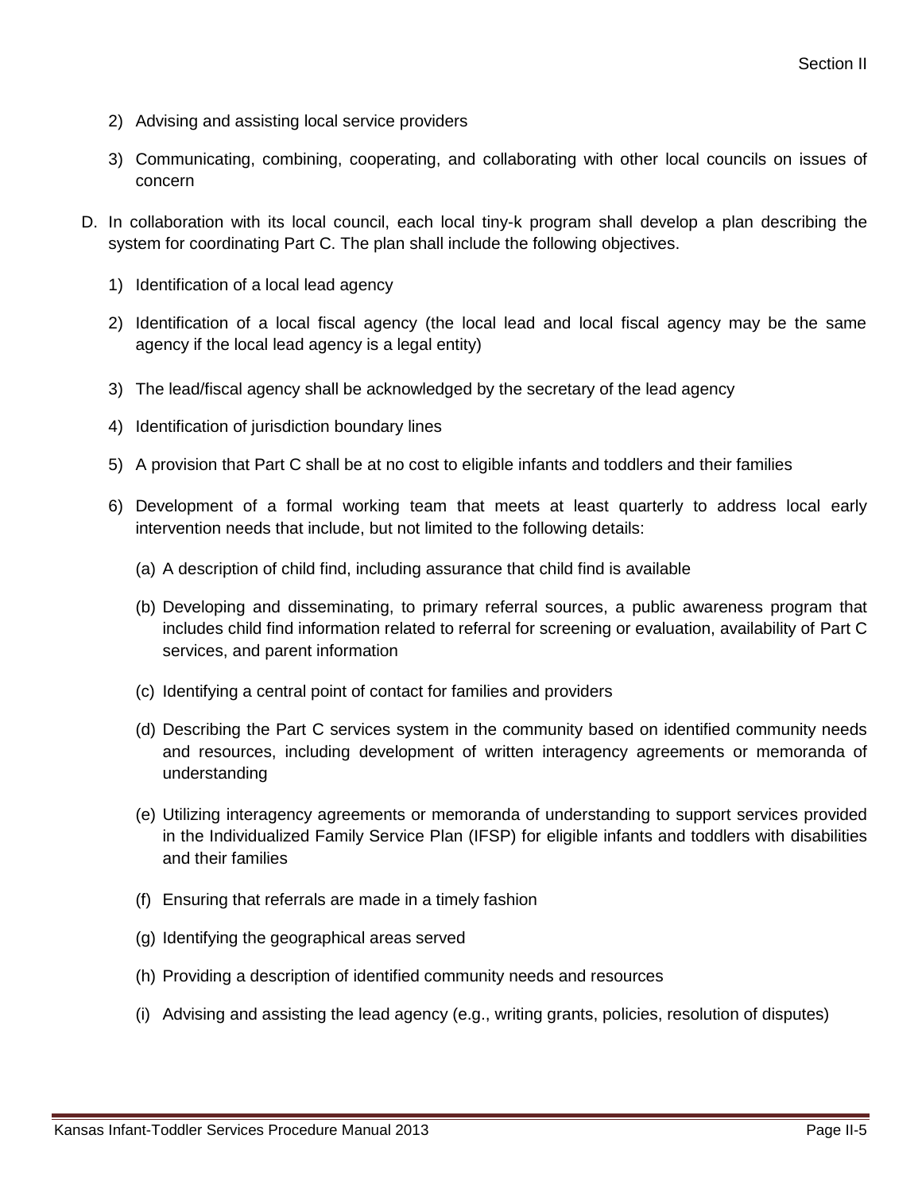2) Advising and assisting local service providers

3) Communicating, combining, cooperating, and collaborating with other local councils on issues of concern

D. In collaboration with its local council, each local tiny-k program shall develop a plan describing the system for coordinating Part C. The plan shall include the following objectives.

   1) Identification of a local lead agency

   2) Identification of a local fiscal agency (the local lead and local fiscal agency may be the same agency if the local lead agency is a legal entity)

   3) The lead/fiscal agency shall be acknowledged by the secretary of the lead agency

   4) Identification of jurisdiction boundary lines

   5) A provision that Part C shall be at no cost to eligible infants and toddlers and their families

   6) Development of a formal working team that meets at least quarterly to address local early intervention needs that include, but not limited to the following details:

      (a) A description of child find, including assurance that child find is available

      (b) Developing and disseminating, to primary referral sources, a public awareness program that includes child find information related to referral for screening or evaluation, availability of Part C services, and parent information

      (c) Identifying a central point of contact for families and providers

      (d) Describing the Part C services system in the community based on identified community needs and resources, including development of written interagency agreements or memoranda of understanding

      (e) Utilizing interagency agreements or memoranda of understanding to support services provided in the Individualized Family Service Plan (IFSP) for eligible infants and toddlers with disabilities and their families

      (f) Ensuring that referrals are made in a timely fashion

      (g) Identifying the geographical areas served

      (h) Providing a description of identified community needs and resources

      (i) Advising and assisting the lead agency (e.g., writing grants, policies, resolution of disputes)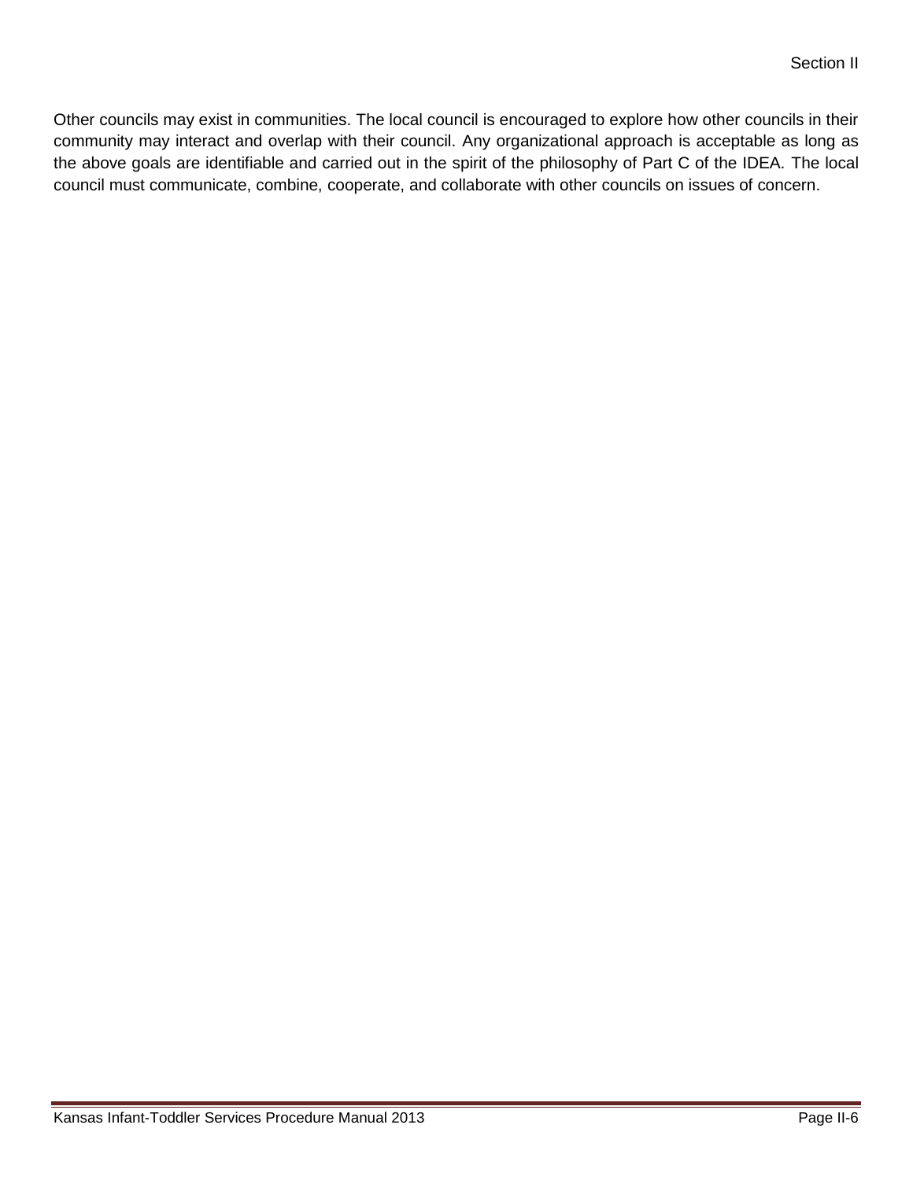Other councils may exist in communities. The local council is encouraged to explore how other councils in their community may interact and overlap with their council. Any organizational approach is acceptable as long as the above goals are identifiable and carried out in the spirit of the philosophy of Part C of the IDEA. The local council must communicate, combine, cooperate, and collaborate with other councils on issues of concern.